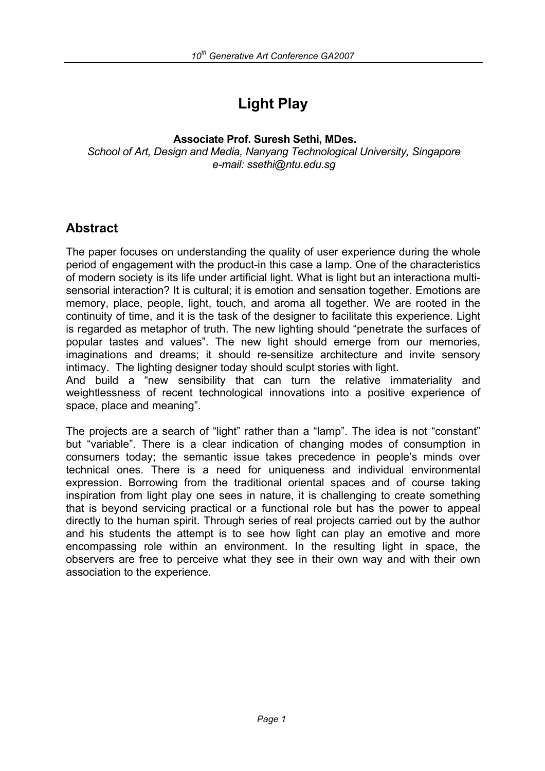# Light Play

**Associate Prof. Suresh Sethi, MDes.**

*School of Art, Design and Media, Nanyang Technological University, Singapore*
*e-mail: ssethi@ntu.edu.sg*

## Abstract

The paper focuses on understanding the quality of user experience during the whole period of engagement with the product-in this case a lamp. One of the characteristics of modern society is its life under artificial light. What is light but an interactiona multi-sensorial interaction? It is cultural; it is emotion and sensation together. Emotions are memory, place, people, light, touch, and aroma all together. We are rooted in the continuity of time, and it is the task of the designer to facilitate this experience. Light is regarded as metaphor of truth. The new lighting should "penetrate the surfaces of popular tastes and values". The new light should emerge from our memories, imaginations and dreams; it should re-sensitize architecture and invite sensory intimacy. The lighting designer today should sculpt stories with light.
And build a "new sensibility that can turn the relative immateriality and weightlessness of recent technological innovations into a positive experience of space, place and meaning".

The projects are a search of "light" rather than a "lamp". The idea is not "constant" but "variable". There is a clear indication of changing modes of consumption in consumers today; the semantic issue takes precedence in people's minds over technical ones. There is a need for uniqueness and individual environmental expression. Borrowing from the traditional oriental spaces and of course taking inspiration from light play one sees in nature, it is challenging to create something that is beyond servicing practical or a functional role but has the power to appeal directly to the human spirit. Through series of real projects carried out by the author and his students the attempt is to see how light can play an emotive and more encompassing role within an environment. In the resulting light in space, the observers are free to perceive what they see in their own way and with their own association to the experience.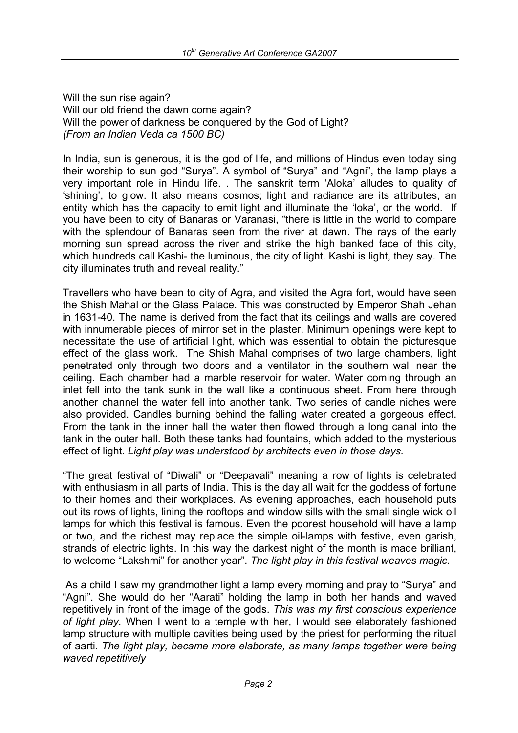Will the sun rise again?
Will our old friend the dawn come again?
Will the power of darkness be conquered by the God of Light?
*(From an Indian Veda ca 1500 BC)*

In India, sun is generous, it is the god of life, and millions of Hindus even today sing their worship to sun god "Surya". A symbol of "Surya" and "Agni", the lamp plays a very important role in Hindu life. . The sanskrit term 'Aloka' alludes to quality of 'shining', to glow. It also means cosmos; light and radiance are its attributes, an entity which has the capacity to emit light and illuminate the 'loka', or the world. If you have been to city of Banaras or Varanasi, "there is little in the world to compare with the splendour of Banaras seen from the river at dawn. The rays of the early morning sun spread across the river and strike the high banked face of this city, which hundreds call Kashi- the luminous, the city of light. Kashi is light, they say. The city illuminates truth and reveal reality."

Travellers who have been to city of Agra, and visited the Agra fort, would have seen the Shish Mahal or the Glass Palace. This was constructed by Emperor Shah Jehan in 1631-40. The name is derived from the fact that its ceilings and walls are covered with innumerable pieces of mirror set in the plaster. Minimum openings were kept to necessitate the use of artificial light, which was essential to obtain the picturesque effect of the glass work. The Shish Mahal comprises of two large chambers, light penetrated only through two doors and a ventilator in the southern wall near the ceiling. Each chamber had a marble reservoir for water. Water coming through an inlet fell into the tank sunk in the wall like a continuous sheet. From here through another channel the water fell into another tank. Two series of candle niches were also provided. Candles burning behind the falling water created a gorgeous effect. From the tank in the inner hall the water then flowed through a long canal into the tank in the outer hall. Both these tanks had fountains, which added to the mysterious effect of light. *Light play was understood by architects even in those days.*

"The great festival of "Diwali" or "Deepavali" meaning a row of lights is celebrated with enthusiasm in all parts of India. This is the day all wait for the goddess of fortune to their homes and their workplaces. As evening approaches, each household puts out its rows of lights, lining the rooftops and window sills with the small single wick oil lamps for which this festival is famous. Even the poorest household will have a lamp or two, and the richest may replace the simple oil-lamps with festive, even garish, strands of electric lights. In this way the darkest night of the month is made brilliant, to welcome "Lakshmi" for another year". *The light play in this festival weaves magic.*

As a child I saw my grandmother light a lamp every morning and pray to "Surya" and "Agni". She would do her "Aarati" holding the lamp in both her hands and waved repetitively in front of the image of the gods. *This was my first conscious experience of light play.* When I went to a temple with her, I would see elaborately fashioned lamp structure with multiple cavities being used by the priest for performing the ritual of aarti. *The light play, became more elaborate, as many lamps together were being waved repetitively*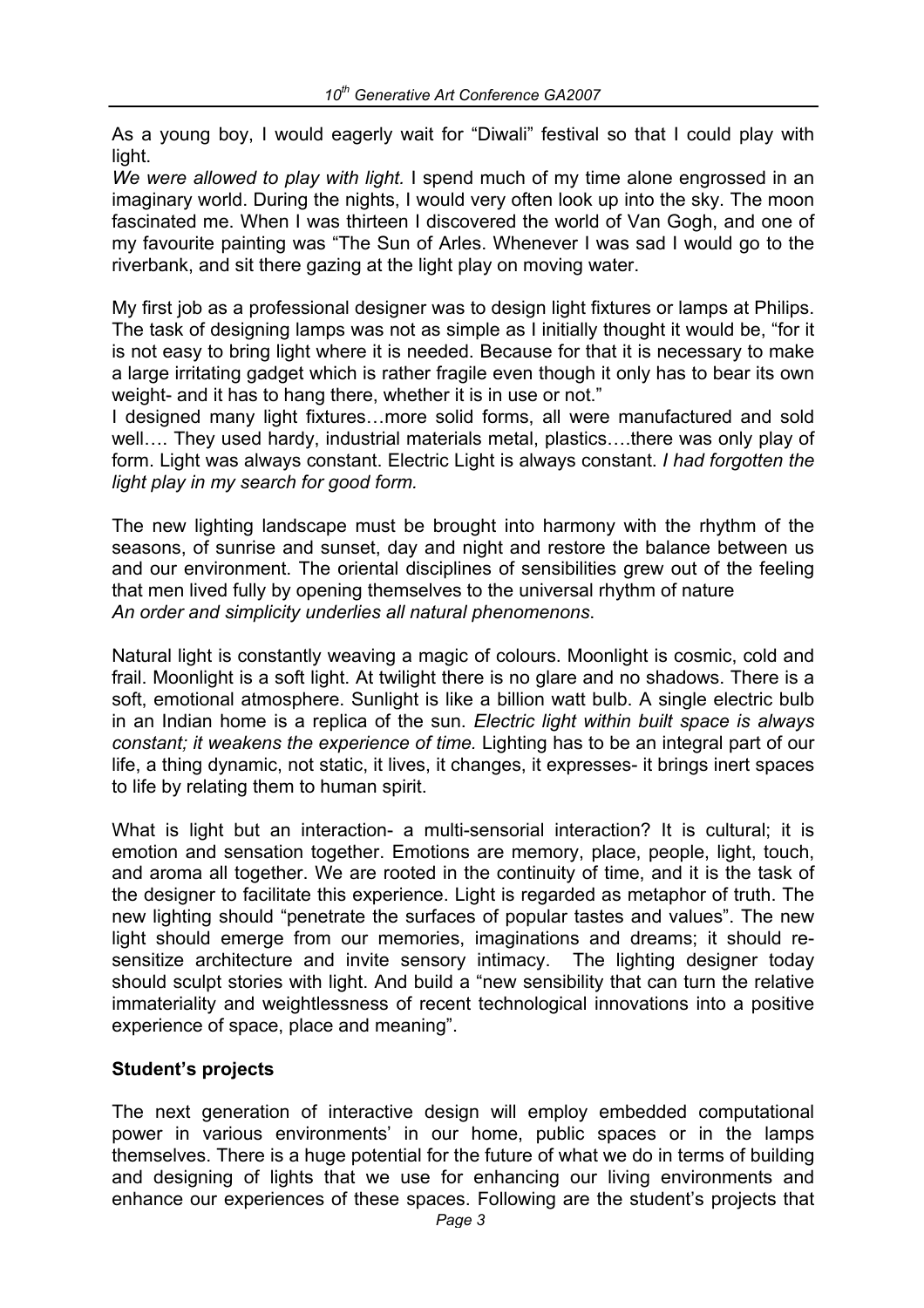As a young boy, I would eagerly wait for "Diwali" festival so that I could play with light.

*We were allowed to play with light.* I spend much of my time alone engrossed in an imaginary world. During the nights, I would very often look up into the sky. The moon fascinated me. When I was thirteen I discovered the world of Van Gogh, and one of my favourite painting was "The Sun of Arles. Whenever I was sad I would go to the riverbank, and sit there gazing at the light play on moving water.

My first job as a professional designer was to design light fixtures or lamps at Philips. The task of designing lamps was not as simple as I initially thought it would be, "for it is not easy to bring light where it is needed. Because for that it is necessary to make a large irritating gadget which is rather fragile even though it only has to bear its own weight- and it has to hang there, whether it is in use or not."

I designed many light fixtures…more solid forms, all were manufactured and sold well…. They used hardy, industrial materials metal, plastics….there was only play of form. Light was always constant. Electric Light is always constant. *I had forgotten the light play in my search for good form.*

The new lighting landscape must be brought into harmony with the rhythm of the seasons, of sunrise and sunset, day and night and restore the balance between us and our environment. The oriental disciplines of sensibilities grew out of the feeling that men lived fully by opening themselves to the universal rhythm of nature

*An order and simplicity underlies all natural phenomenons*.

Natural light is constantly weaving a magic of colours. Moonlight is cosmic, cold and frail. Moonlight is a soft light. At twilight there is no glare and no shadows. There is a soft, emotional atmosphere. Sunlight is like a billion watt bulb. A single electric bulb in an Indian home is a replica of the sun. *Electric light within built space is always constant; it weakens the experience of time.* Lighting has to be an integral part of our life, a thing dynamic, not static, it lives, it changes, it expresses- it brings inert spaces to life by relating them to human spirit.

What is light but an interaction- a multi-sensorial interaction? It is cultural; it is emotion and sensation together. Emotions are memory, place, people, light, touch, and aroma all together. We are rooted in the continuity of time, and it is the task of the designer to facilitate this experience. Light is regarded as metaphor of truth. The new lighting should "penetrate the surfaces of popular tastes and values". The new light should emerge from our memories, imaginations and dreams; it should re-sensitize architecture and invite sensory intimacy. The lighting designer today should sculpt stories with light. And build a "new sensibility that can turn the relative immateriality and weightlessness of recent technological innovations into a positive experience of space, place and meaning".

## Student's projects

The next generation of interactive design will employ embedded computational power in various environments' in our home, public spaces or in the lamps themselves. There is a huge potential for the future of what we do in terms of building and designing of lights that we use for enhancing our living environments and enhance our experiences of these spaces. Following are the student's projects that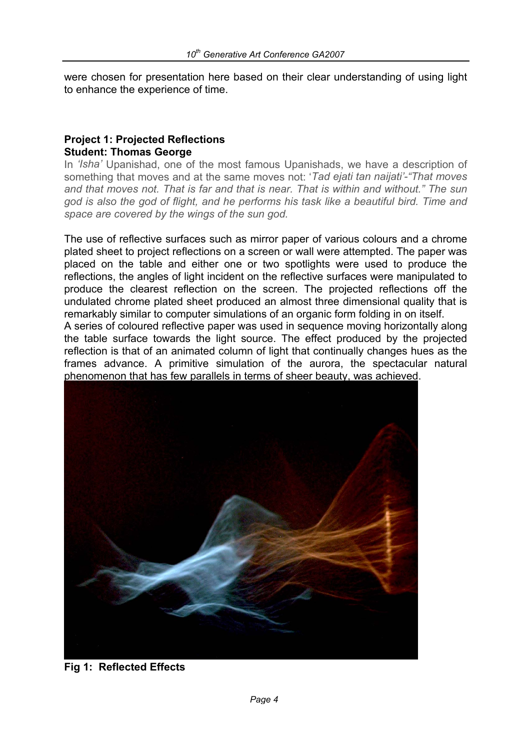were chosen for presentation here based on their clear understanding of using light to enhance the experience of time.

**Project 1: Projected Reflections**
**Student: Thomas George**

In *'Isha'* Upanishad, one of the most famous Upanishads, we have a description of something that moves and at the same moves not: '*Tad ejati tan naijati'-"That moves and that moves not. That is far and that is near. That is within and without." The sun god is also the god of flight, and he performs his task like a beautiful bird. Time and space are covered by the wings of the sun god.*

The use of reflective surfaces such as mirror paper of various colours and a chrome plated sheet to project reflections on a screen or wall were attempted. The paper was placed on the table and either one or two spotlights were used to produce the reflections, the angles of light incident on the reflective surfaces were manipulated to produce the clearest reflection on the screen. The projected reflections off the undulated chrome plated sheet produced an almost three dimensional quality that is remarkably similar to computer simulations of an organic form folding in on itself.

A series of coloured reflective paper was used in sequence moving horizontally along the table surface towards the light source. The effect produced by the projected reflection is that of an animated column of light that continually changes hues as the frames advance. A primitive simulation of the aurora, the spectacular natural phenomenon that has few parallels in terms of sheer beauty, was achieved.

**Fig 1: Reflected Effects**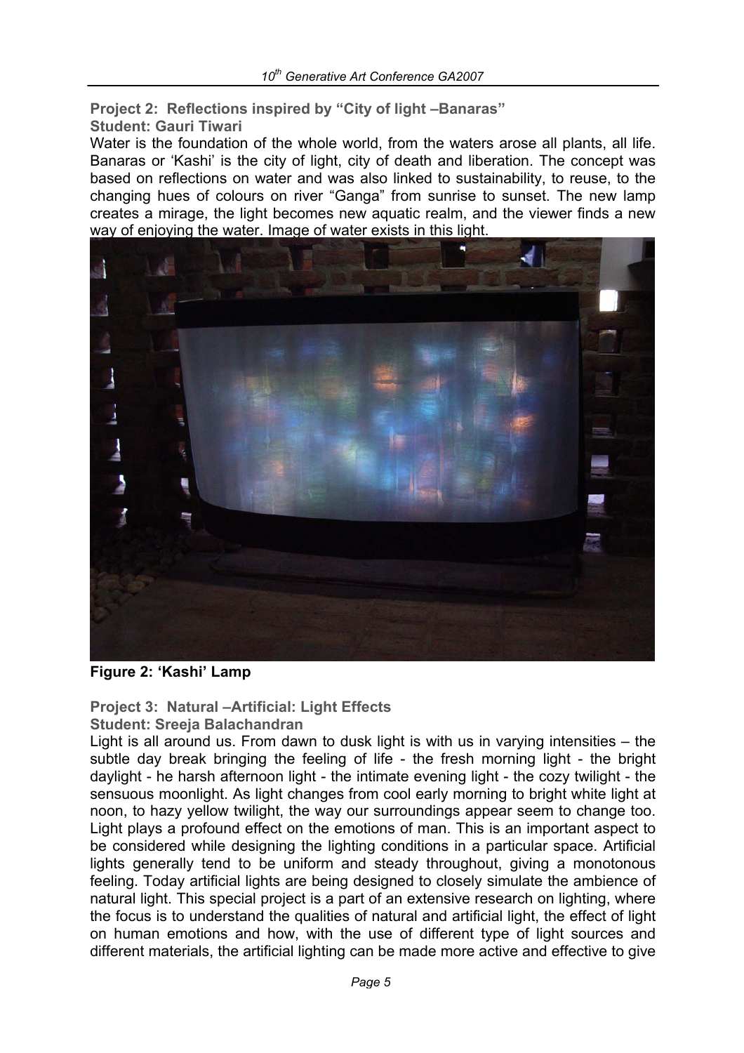**Project 2: Reflections inspired by "City of light –Banaras"**
**Student: Gauri Tiwari**

Water is the foundation of the whole world, from the waters arose all plants, all life. Banaras or 'Kashi' is the city of light, city of death and liberation. The concept was based on reflections on water and was also linked to sustainability, to reuse, to the changing hues of colours on river "Ganga" from sunrise to sunset. The new lamp creates a mirage, the light becomes new aquatic realm, and the viewer finds a new way of enjoying the water. Image of water exists in this light.

**Figure 2: 'Kashi' Lamp**

**Project 3: Natural –Artificial: Light Effects**
**Student: Sreeja Balachandran**

Light is all around us. From dawn to dusk light is with us in varying intensities – the subtle day break bringing the feeling of life - the fresh morning light - the bright daylight - he harsh afternoon light - the intimate evening light - the cozy twilight - the sensuous moonlight. As light changes from cool early morning to bright white light at noon, to hazy yellow twilight, the way our surroundings appear seem to change too. Light plays a profound effect on the emotions of man. This is an important aspect to be considered while designing the lighting conditions in a particular space. Artificial lights generally tend to be uniform and steady throughout, giving a monotonous feeling. Today artificial lights are being designed to closely simulate the ambience of natural light. This special project is a part of an extensive research on lighting, where the focus is to understand the qualities of natural and artificial light, the effect of light on human emotions and how, with the use of different type of light sources and different materials, the artificial lighting can be made more active and effective to give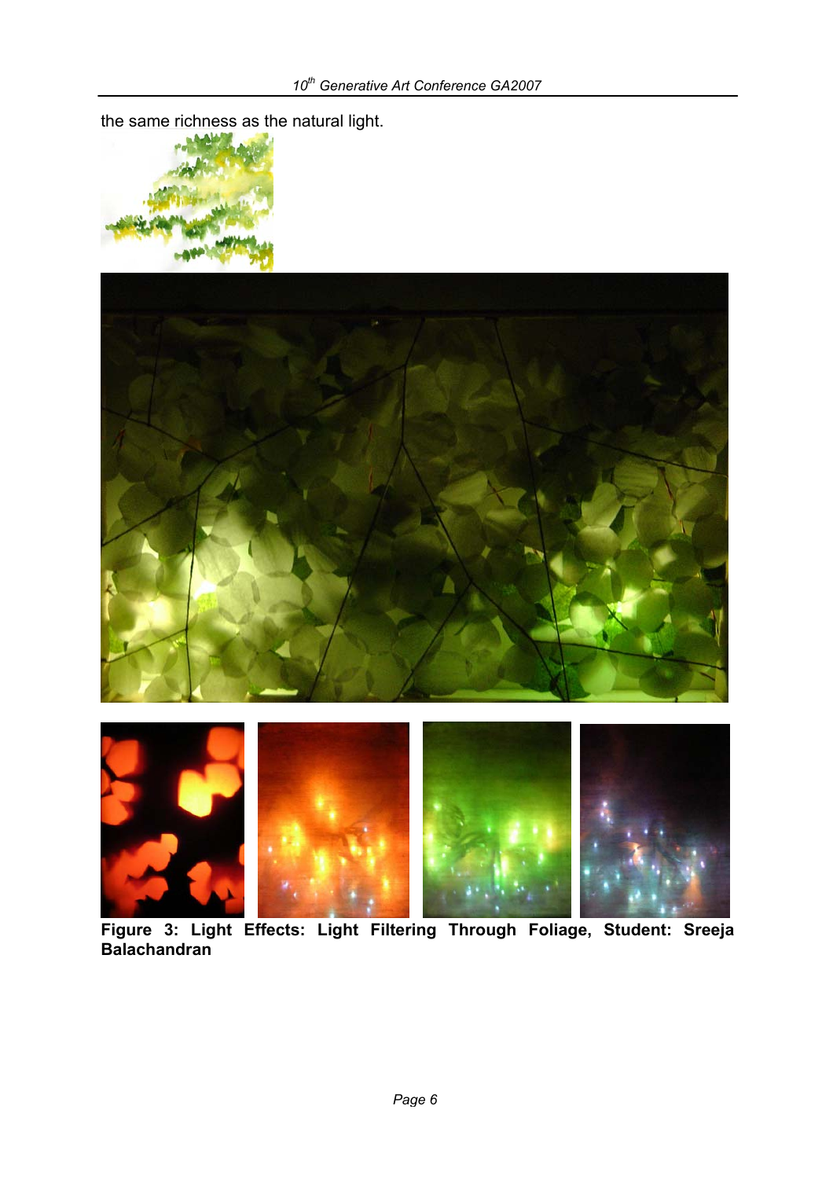the same richness as the natural light.

**Figure 3: Light Effects: Light Filtering Through Foliage, Student: Sreeja Balachandran**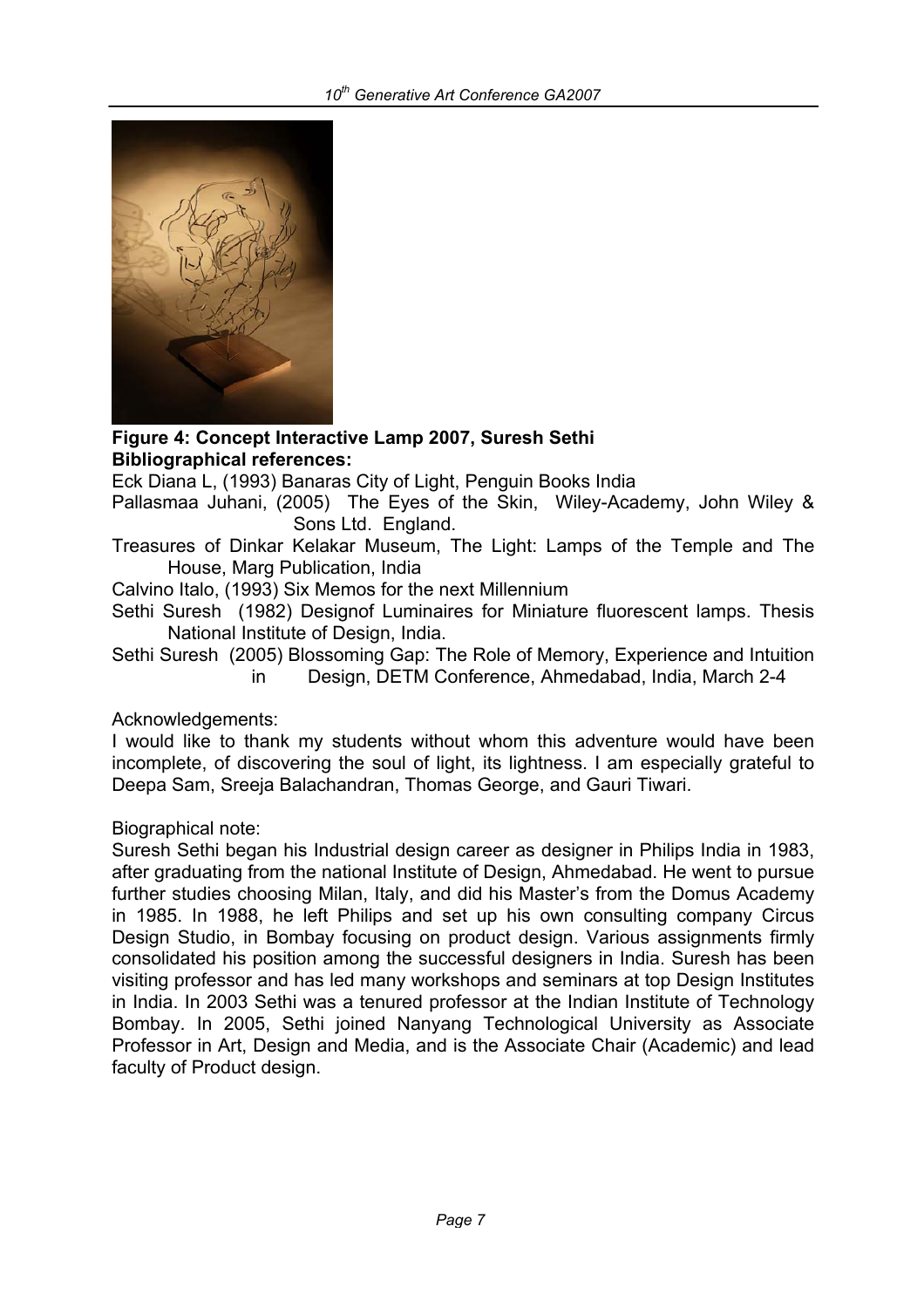**Figure 4: Concept Interactive Lamp 2007, Suresh Sethi**

**Bibliographical references:**

Eck Diana L, (1993) Banaras City of Light, Penguin Books India

Pallasmaa Juhani, (2005) The Eyes of the Skin, Wiley-Academy, John Wiley & Sons Ltd. England.

Treasures of Dinkar Kelakar Museum, The Light: Lamps of the Temple and The House, Marg Publication, India

Calvino Italo, (1993) Six Memos for the next Millennium

Sethi Suresh (1982) Designof Luminaires for Miniature fluorescent lamps. Thesis National Institute of Design, India.

Sethi Suresh (2005) Blossoming Gap: The Role of Memory, Experience and Intuition in Design, DETM Conference, Ahmedabad, India, March 2-4

Acknowledgements:

I would like to thank my students without whom this adventure would have been incomplete, of discovering the soul of light, its lightness. I am especially grateful to Deepa Sam, Sreeja Balachandran, Thomas George, and Gauri Tiwari.

Biographical note:

Suresh Sethi began his Industrial design career as designer in Philips India in 1983, after graduating from the national Institute of Design, Ahmedabad. He went to pursue further studies choosing Milan, Italy, and did his Master's from the Domus Academy in 1985. In 1988, he left Philips and set up his own consulting company Circus Design Studio, in Bombay focusing on product design. Various assignments firmly consolidated his position among the successful designers in India. Suresh has been visiting professor and has led many workshops and seminars at top Design Institutes in India. In 2003 Sethi was a tenured professor at the Indian Institute of Technology Bombay. In 2005, Sethi joined Nanyang Technological University as Associate Professor in Art, Design and Media, and is the Associate Chair (Academic) and lead faculty of Product design.